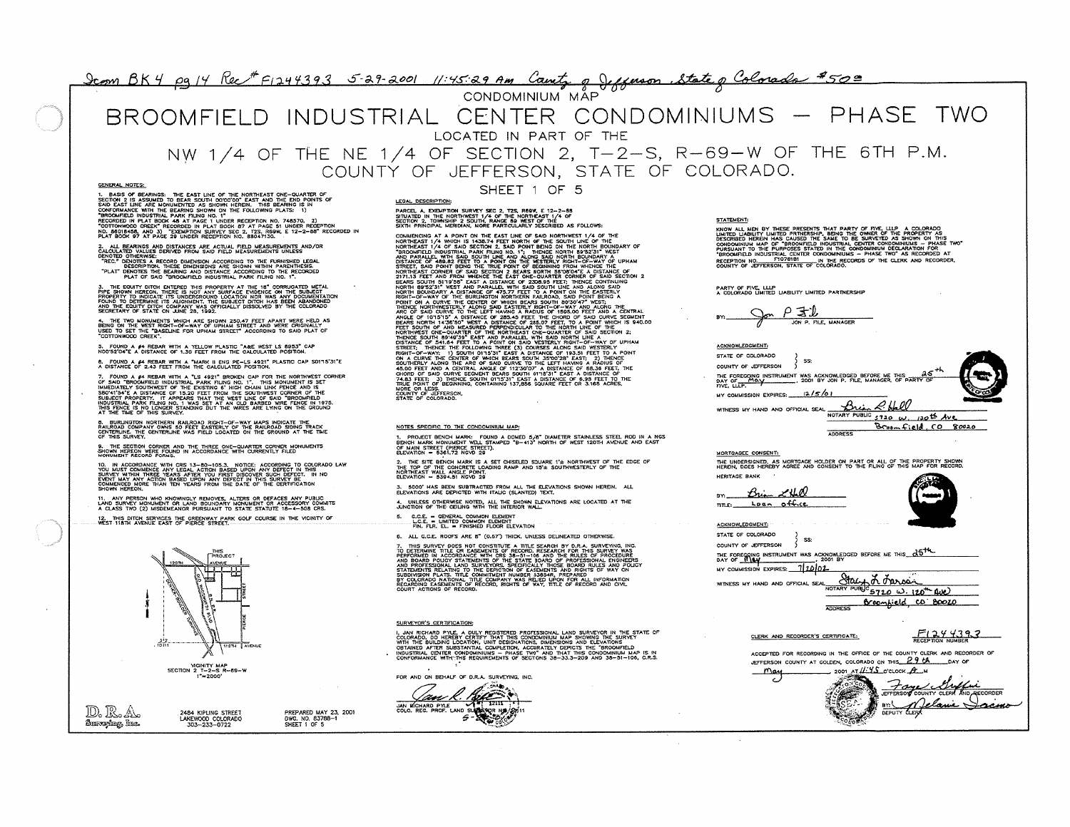Icom BK 4 pg 14 Rec # F1244393 5-29-2001 11:45:29 Am County of Jefferson State of Colorado $50.00

CONDOMINIUM MAP

# BROOMFIELD INDUSTRIAL CENTER CONDOMINIUMS — PHASE TWO

LOCATED IN PART OF THE

## NW 1/4 OF THE NE 1/4 OF SECTION 2, T-2-S, R-69-W OF THE 6TH P.M. COUNTY OF JEFFERSON, STATE OF COLORADO.

SHEET 1 OF 5

### GENERAL NOTES:

1. BASIS OF BEARINGS: THE EAST LINE OF THE NORTHEAST ONE-QUARTER OF SECTION 2 IS ASSUMED TO BEAR SOUTH 00°00'00" EAST AND THE END POINTS OF SAID EAST LINE ARE MONUMENTED AS SHOWN HEREON. THIS BEARING IS IN CONFORMANCE WITH THE BEARING SHOWN ON THE FOLLOWING PLATS: 1) "BROOMFIELD INDUSTRIAL PARK FILING NO. 1" RECORDED IN PLAT BOOK 48 AT PAGE 1 UNDER RECEPTION NO. 748570, 2) "COTTONWOOD CREEK" RECORDED IN PLAT BOOK 87 AT PAGE 51 UNDER RECEPTION NO. 86018458, AND 3) "EXEMPTION SURVEY SEC 2, T2S, R69W, E 12-2-88" RECORDED IN PLAT BOOK 97 AT PAGE 29 UNDER RECEPTION NO. 88047130.

2. ALL BEARINGS AND DISTANCES ARE ACTUAL FIELD MEASUREMENTS AND/OR CALCULATED VALUES DERIVED FROM SAID FIELD MEASUREMENTS UNLESS DENOTED OTHERWISE:
"REC." DENOTES A RECORD DIMENSION ACCORDING TO THE FURNISHED LEGAL DESCRIPTION. THESE DIMENSIONS ARE SHOWN WITHIN PARENTHESIS.
"PLAT" DENOTES THE BEARING AND DISTANCE ACCORDING TO THE RECORDED PLAT OF SAID "BROOMFIELD INDUSTRIAL PARK FILING NO. 1".

3. THE EQUITY DITCH ENTERED THIS PROPERTY AT THE 18" CORRUGATED METAL PIPE SHOWN HEREON. THERE IS NOT ANY SURFACE EVIDENCE ON THE SUBJECT PROPERTY TO INDICATE ITS UNDERGROUND LOCATION NOR WAS ANY DOCUMENTATION FOUND TO DETERMINE ITS ALIGNMENT. THE SUBJECT DITCH HAS BEEN ABANDONED AND THE EQUITY DITCH COMPANY WAS OFFICIALLY DISSOLVED BY THE COLORADO SECRETARY OF STATE ON JUNE 28, 1992.

4. THE TWO MONUMENTS WHICH ARE SHOWN 250.47 FEET APART WERE HELD AS BEING ON THE WEST RIGHT-OF-WAY OF UPHAM STREET AND WERE ORIGINALLY USED TO SET THE "BASELINE FOR UPHAM STREET" ACCORDING TO SAID PLAT OF "COTTONWOOD CREEK".

5. FOUND A #4 REBAR WITH A YELLOW PLASTIC "A&E WEST LS 8953" CAP N00°52'04"E A DISTANCE OF 1.30 FEET FROM THE CALCULATED POSITION.

6. FOUND A #4 REBAR WITH A "MARK II ENG PE-LS 4921" PLASTIC CAP S01°15'31"E A DISTANCE OF 2.43 FEET FROM THE CALCULATED POSITION.

7. FOUND A #4 REBAR WITH A "LS 4921" BROKEN CAP FOR THE NORTHWEST CORNER OF SAID "BROOMFIELD INDUSTRIAL PARK FILING NO. 1". THIS MONUMENT IS SET IMMEDIATELY SOUTHWEST OF THE EXISTING 6' HIGH CHAIN LINK FENCE AND IS S80°41'54"E A DISTANCE OF 15.20 FEET FROM THE SOUTHWEST CORNER OF THE SUBJECT PROPERTY. IT APPEARS THAT THE WEST LINE OF SAID "BROOMFIELD INDUSTRIAL PARK FILING NO. 1 WAS SET AT AN OLD BARBED WIRE FENCE IN 1975. THIS FENCE IS NO LONGER STANDING BUT THE WIRES ARE LYING ON THE GROUND AT THE TIME OF THIS SURVEY.

8. BURLINGTON NORTHERN RAILROAD RIGHT-OF-WAY MAPS INDICATE THE RAILROAD COMPANY OWNS 50 FEET EASTERLY OF THE RAILROAD SIDING TRACK CENTERLINE. THE CENTERLINE WAS FIELD LOCATED ON THE GROUND AT THE TIME OF THIS SURVEY.

9. THE SECTION CORNER AND THE THREE ONE-QUARTER CORNER MONUMENTS SHOWN HEREON WERE FOUND IN ACCORDANCE WITH CURRENTLY FILED MONUMENT RECORD FORMS.

10. IN ACCORDANCE WITH CRS 13-80-105.3, NOTICE: ACCORDING TO COLORADO LAW YOU MUST COMMENCE ANY LEGAL ACTION BASED UPON ANY DEFECT IN THIS SURVEY WITHIN THREE YEARS AFTER YOU FIRST DISCOVER SUCH DEFECT. IN NO EVENT MAY ANY ACTION BASED UPON ANY DEFECT IN THIS SURVEY BE COMMENCED MORE THAN TEN YEARS FROM THE DATE OF THE CERTIFICATION SHOWN HEREON.

11. ANY PERSON WHO KNOWINGLY REMOVES, ALTERS OR DEFACES ANY PUBLIC LAND SURVEY MONUMENT OR LAND BOUNDARY MONUMENT OR ACCESSORY COMMITS A CLASS TWO (2) MISDEMEANOR PURSUANT TO STATE STATUTE 18-4-508 CRS.

12. THIS DITCH SERVICES THE GREENWAY PARK GOLF COURSE IN THE VICINITY OF WEST 118TH AVENUE EAST OF PIERCE STREET.

VICINITY MAP
SECTION 2 T-2-S R-69-W
1"=2000'

### LEGAL DESCRIPTION:

PARCEL A, EXEMPTION SURVEY SEC 2, T2S, R69W, E 12-2-88 SITUATED IN THE NORTHWEST 1/4 OF THE NORTHEAST 1/4 OF SECTION 2, TOWNSHIP 2 SOUTH, RANGE 69 WEST OF THE SIXTH PRINCIPAL MERIDIAN, MORE PARTICULARLY DESCRIBED AS FOLLOWS:

COMMENCING AT A POINT ON THE EAST LINE OF SAID NORTHWEST 1/4 OF THE NORTHEAST 1/4 WHICH IS 1438.74 FEET NORTH OF THE SOUTH LINE OF THE NORTHEAST 1/4 OF SAID SECTION 2, SAID POINT BEING ON THE NORTH BOUNDARY OF "BROOMFIELD INDUSTRIAL PARK FILING NO. 1"; THENCE NORTH 89°52'31" WEST AND PARALLEL WITH SAID SOUTH LINE AND ALONG SAID NORTH BOUNDARY A DISTANCE OF 489.82 FEET TO A POINT ON THE WESTERLY RIGHT-OF-WAY OF UPHAM STREET, SAID POINT BEING THE TRUE POINT OF BEGINNING FROM WHENCE THE NORTHEAST CORNER OF SAID SECTION 2 BEARS NORTH 58°08'04"E A DISTANCE OF 2171.13 FEET AND FROM WHENCE THE EAST ONE-QUARTER CORNER OF SAID SECTION 2 BEARS SOUTH 51°19'58" EAST A DISTANCE OF 2308.95 FEET; THENCE CONTINUING NORTH 89°52'31" WEST AND PARALLEL WITH SAID SOUTH LINE AND ALONG SAID NORTH BOUNDARY A DISTANCE OF 475.77 FEET TO A POINT ON THE EASTERLY RIGHT-OF-WAY OF THE BURLINGTON NORTHERN RAILROAD, SAID POINT BEING A POINT ON A CURVE THE CENTER OF WHICH BEARS SOUTH 80°30'47" WEST; THENCE NORTHWESTERLY ALONG SAID EASTERLY RIGHT-OF-WAY AND ALONG THE ARC OF SAID CURVE TO THE LEFT HAVING A RADIUS OF 1595.00 FEET AND A CENTRAL ANGLE OF 10°15'15" A DISTANCE OF 285.45 FEET, THE CHORD OF SAID CURVE SEGMENT BEARS NORTH 14°36'50" WEST A DISTANCE OF 285.07 FEET, TO A POINT WHICH IS 940.00 FEET SOUTH OF AND MEASURED PERPENDICULAR TO THE NORTH LINE OF THE NORTHWEST ONE-QUARTER OF THE NORTHEAST ONE-QUARTER OF SAID SECTION 2; THENCE SOUTH 89°49'39" EAST AND PARALLEL WITH SAID NORTH LINE A DISTANCE OF 541.64 FEET TO A POINT ON SAID WESTERLY RIGHT-OF-WAY OF UPHAM STREET; THENCE THE FOLLOWING THREE (3) COURSES ALONG SAID WESTERLY RIGHT-OF-WAY: 1) SOUTH 01°15'31" EAST A DISTANCE OF 193.51 FEET TO A POINT ON A CURVE THE CENTER OF WHICH BEARS SOUTH 35°00'28" EAST; 2) THENCE SOUTHERLY ALONG THE ARC OF SAID CURVE TO THE LEFT HAVING A RADIUS OF 45.00 FEET AND A CENTRAL ANGLE OF 112°30'07" A DISTANCE OF 88.36 FEET, THE CHORD OF SAID CURVE SEGMENT BEARS SOUTH 01°15'31" EAST A DISTANCE OF 74.83 FEET; 3) THENCE SOUTH 01°15'31" EAST A DISTANCE OF 8.98 FEET TO THE TRUE POINT OF BEGINNING, CONTAINING 137,856 SQUARE FEET OR 3.165 ACRES, MORE OR LESS.
COUNTY OF JEFFERSON,
STATE OF COLORADO.

### NOTES SPECIFIC TO THE CONDOMINIUM MAP:

1. PROJECT BENCH MARK: FOUND A DOMED 5/8" DIAMETER STAINLESS STEEL ROD IN A NGS BENCH MARK MONUMENT WELL STAMPED "B-413" NORTH OF WEST 120TH AVENUE AND EAST OF MAIN STREET (PIERCE STREET).
ELEVATION = 5361.72 NGVD 29

2. THE SITE BENCH MARK IS A SET CHISELED SQUARE 1'± NORTHWEST OF THE EDGE OF THE TOP OF THE CONCRETE LOADING RAMP AND 15'± SOUTHWESTERLY OF THE NORTHEAST WALL ANGLE POINT.
ELEVATION = 5394.51 NGVD 29

3. 5000' HAS BEEN SUBTRACTED FROM ALL THE ELEVATIONS SHOWN HEREIN. ALL ELEVATIONS ARE DEPICTED WITH ITALIC (SLANTED) TEXT.

4. UNLESS OTHERWISE NOTED, ALL THE SHOWN ELEVATIONS ARE LOCATED AT THE JUNCTION OF THE CEILING WITH THE INTERIOR WALL.

5. G.C.E. = GENERAL COMMON ELEMENT
L.C.E. = LIMITED COMMON ELEMENT
FIN. FLR. EL. = FINISHED FLOOR ELEVATION

6. ALL G.C.E. ROOFS ARE 8" (0.67') THICK, UNLESS DELINEATED OTHERWISE.

7. THIS SURVEY DOES NOT CONSTITUTE A TITLE SEARCH BY D.R.A. SURVEYING, INC. TO DETERMINE TITLE OR EASEMENTS OF RECORD. RESEARCH FOR THIS SURVEY WAS PERFORMED IN ACCORDANCE WITH CRS 38-51-106 AND THE RULES OF PROCEDURE AND BOARD POLICY STATEMENTS OF THE STATE BOARD OF PROFESSIONAL ENGINEERS AND PROFESSIONAL LAND SURVEYORS, SPECIFICALLY THOSE BOARD RULES AND POLICY STATEMENTS RELATING TO THE DEPICTION OF EASEMENTS AND RIGHTS OF WAY ON SUBDIVISION PLATS. TITLE COMMITMENT NUMBER 33634R, PREPARED BY COLORADO NATIONAL TITLE COMPANY WAS RELIED UPON FOR ALL INFORMATION REGARDING EASEMENTS OF RECORD, RIGHTS OF WAY, TITLE OF RECORD AND CIVIL COURT ACTIONS OF RECORD.

### SURVEYOR'S CERTIFICATION:

I, JAN RICHARD PYLE, A DULY REGISTERED PROFESSIONAL LAND SURVEYOR IN THE STATE OF COLORADO, DO HEREBY CERTIFY THAT THIS CONDOMINIUM MAP SHOWING THE SURVEY WITH THE BUILDING LOCATION, UNIT DESIGNATIONS, DIMENSIONS AND ELEVATIONS OBTAINED AFTER SUBSTANTIAL COMPLETION, ACCURATELY DEPICTS THE "BROOMFIELD INDUSTRIAL CENTER CONDOMINIUMS — PHASE TWO" AND THAT THIS CONDOMINIUM MAP IS IN CONFORMANCE WITH THE REQUIREMENTS OF SECTIONS 38-33.3-209 AND 38-51-106, C.R.S.

FOR AND ON BEHALF OF D.R.A. SURVEYING, INC.

JAN RICHARD PYLE
COLO. REG. PROF. LAND SURVEYOR NO. 12111

### STATEMENT:

KNOW ALL MEN BY THESE PRESENTS THAT PARTY OF FIVE, LLLP, A COLORADO LIMITED LIABILITY LIMITED PARTNERSHIP, BEING THE OWNER OF THE PROPERTY AS DESCRIBED HEREIN HAS CAUSED THE SAME TO BE SURVEYED AS SHOWN ON THIS CONDOMINIUM MAP OF "BROOMFIELD INDUSTRIAL CENTER CONDOMINIUMS — PHASE TWO" PURSUANT TO THE PURPOSES STATED IN THE CONDOMINIUM DECLARATION FOR "BROOMFIELD INDUSTRIAL CENTER CONDOMINIUMS — PHASE TWO" AS RECORDED AT RECEPTION NO. F1076181 IN THE RECORDS OF THE CLERK AND RECORDER, COUNTY OF JEFFERSON, STATE OF COLORADO.

PARTY OF FIVE, LLLP
A COLORADO LIMITED LIABILITY LIMITED PARTNERSHIP

BY: Jon P File
JON P. FILE, MANAGER

### ACKNOWLEDGMENT:

STATE OF COLORADO } SS:
COUNTY OF JEFFERSON

THE FOREGOING INSTRUMENT WAS ACKNOWLEDGED BEFORE ME THIS 25th DAY OF May, 2001 BY JON P. FILE, MANAGER, OF PARTY OF FIVE, LLLP.

MY COMMISSION EXPIRES: 12/5/01

WITNESS MY HAND AND OFFICIAL SEAL Brian L Hall
NOTARY PUBLIC 5720 W. 120th Ave
Broomfield, CO 80020
ADDRESS

### MORTGAGEE CONSENT:

THE UNDERSIGNED, AS MORTGAGE HOLDER ON PART OR ALL OF THE PROPERTY SHOWN HEREON, DOES HEREBY AGREE AND CONSENT TO THE FILING OF THIS MAP FOR RECORD.

HERITAGE BANK

BY: Brian L Hall
TITLE: Loan office

### ACKNOWLEDGMENT:

STATE OF COLORADO } SS:
COUNTY OF JEFFERSON

THE FOREGOING INSTRUMENT WAS ACKNOWLEDGED BEFORE ME THIS 25th DAY OF May, 2001 BY

MY COMMISSION EXPIRES: 7/10/02

WITNESS MY HAND AND OFFICIAL SEAL Stacy L Larson
NOTARY PUBLIC 5720 W. 120th Ave
Broomfield, CO 80020
ADDRESS

### CLERK AND RECORDER'S CERTIFICATE:

F1244393
RECEPTION NUMBER

ACCEPTED FOR RECORDING IN THE OFFICE OF THE COUNTY CLERK AND RECORDER OF JEFFERSON COUNTY AT GOLDEN, COLORADO ON THIS 29th DAY OF May, 2001 AT 11:45 O'CLOCK A.M.

Faye Griffin
JEFFERSON COUNTY CLERK AND RECORDER

BY: Melanie Jacino
DEPUTY CLERK

D.R.A. Surveying, Inc.
2484 KIPLING STREET
LAKEWOOD COLORADO
303-233-0722

PREPARED MAY 23, 2001
DWG. NO. 63788-1
SHEET 1 OF 5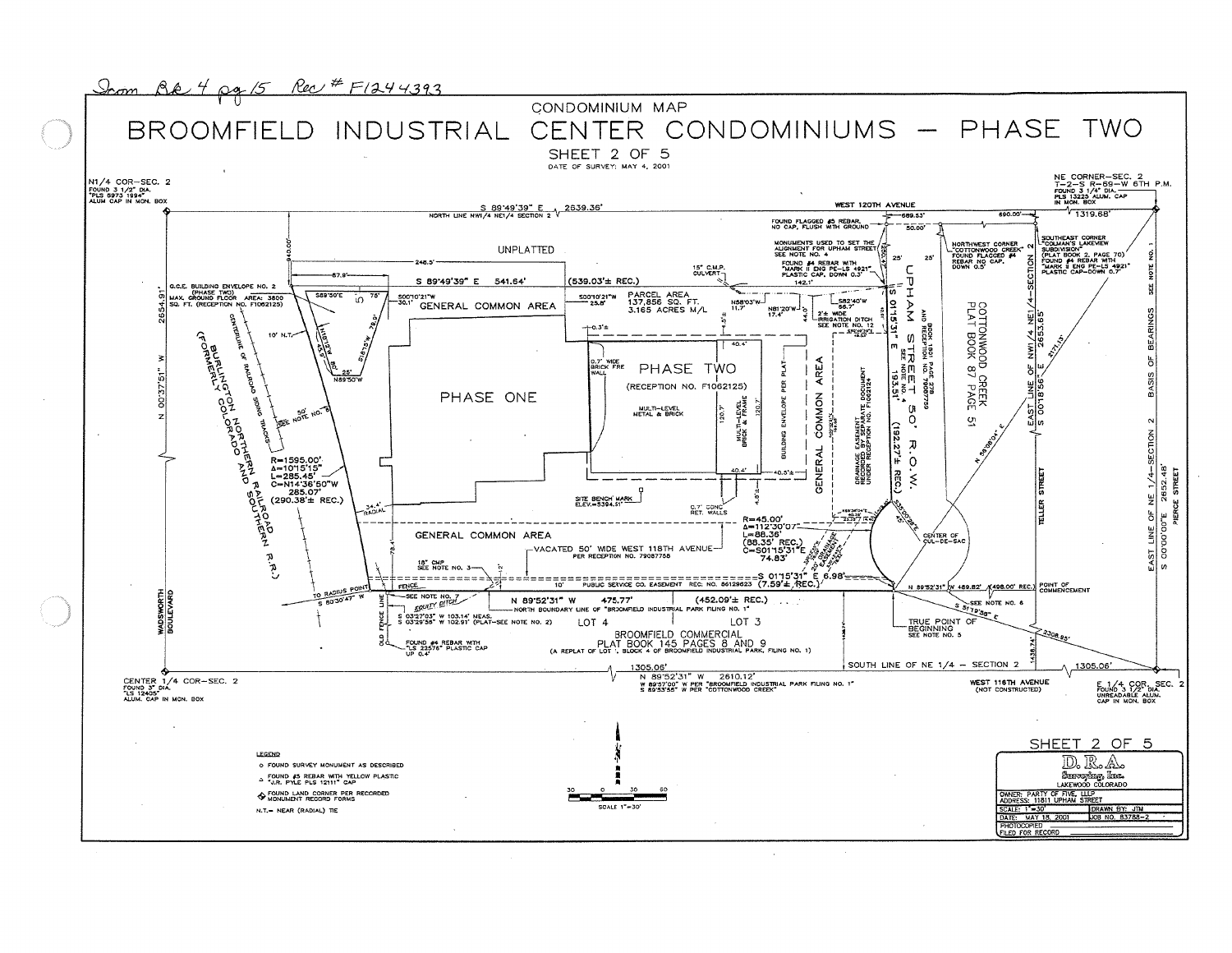Jcom Bk 4 pg 15 Rec # F1244393

CONDOMINIUM MAP

# BROOMFIELD INDUSTRIAL CENTER CONDOMINIUMS – PHASE TWO

## SHEET 2 OF 5

DATE OF SURVEY: MAY 4, 2001

N1/4 COR–SEC. 2
FOUND 3 1/2" DIA.
"PLS 6973 1994"
ALUM CAP IN MON. BOX

NE CORNER–SEC. 2
T–2–S R–69–W 6TH P.M.
FOUND 3 1/4" DIA.
PLS 13225 ALUM. CAP
IN MON. BOX

S 89°49'39" E 2639.36'
NORTH LINE NW1/4 NE1/4 SECTION 2

WEST 120TH AVENUE

689.53'
690.00'
1319.68'
50.00'

FOUND FLAGGED #5 REBAR, NO CAP, FLUSH WITH GROUND

MONUMENTS USED TO SET THE ALIGNMENT FOR UPHAM STREET SEE NOTE NO. 4

FOUND #4 REBAR WITH "MARK II ENG PE–LS 4921" PLASTIC CAP, DOWN 0.3'

NORTHWEST CORNER "COTTONWOOD CREEK" FOUND FLAGGED #4 REBAR NO CAP, DOWN 0.5'

SOUTHEAST CORNER "COLMAN'S LAKEVIEW SUBDIVISION" (PLAT BOOK 2, PAGE 70) FOUND #4 REBAR WITH "MARK II ENG PE–LS 4921" PLASTIC CAP–DOWN 0.7'

UNPLATTED

248.5'
67.8'
S 89°49'39" E 541.64' (539.03'± REC.)
40.00'

G.C.E. BUILDING ENVELOPE NO. 2 (PHASE TWO) MAX. GROUND FLOOR AREA: 3800 SQ. FT. (RECEPTION NO. F1062125)

S89°50'E 75'
N18°12'W 45.9'
S18°12'W 79.9'
25'
N89°50'W
5

S00°10'21"W 30.1'
S00°10'21"W 25.8'

GENERAL COMMON AREA

PARCEL AREA
137,856 SQ. FT.
3.165 ACRES M/L

15" C.M.P. CULVERT
N58°03'W 11.7'
N81°20'W 17.4'
S82°40'W 56.7'
142.1'
2'± WIDE IRRIGATION DITCH SEE NOTE NO. 12

0.3'±
40.4'

0.7' WIDE BRICK FIRE WALL

PHASE TWO
(RECEPTION NO. F1062125)

MULTI–LEVEL METAL & BRICK

MULTI–LEVEL BRICK & FRAME

120.7'
120.7'

BUILDING ENVELOPE PER PLAT

40.4'
40.5'±

PHASE ONE

GENERAL COMMON AREA

DRAINAGE EASEMENT RECORDED BY SEPARATE DOCUMENT UNDER RECEPTION NO. F1062124

UPHAM STREET 50' R.O.W.
(BOOK 1691 PAGE 278 AND RECEPTION NO. 79087759)
S 01°15'31" E 193.51' (192.27'± REC.)
SEE NOTE NO. 4

25' 25'

COTTONWOOD CREEK PLAT BOOK 87 PAGE 51

EAST LINE OF NW1/4 NE1/4–SECTION 2
S 00°18'56" E 2653.65'
2171.13'

N 59°09'04" E

TELLER STREET

BASIS OF BEARINGS SEE NOTE NO. 1

EAST LINE OF NE 1/4–SECTION 2
S 00°00'00"E 2652.48'

PIERCE STREET

N 00°37'51" W 2654.91'

10' N.T.

CENTERLINE OF RAILROAD SIDING TRACKS

50' SEE NOTE NO. 8

BURLINGTON NORTHERN RAILROAD (FORMERLY COLORADO AND SOUTHERN R.R.)

R=1595.00'
Δ=10°15'15"
L=285.45'
C=N14°36'50"W 285.07'
(290.38'± REC.)

34.4' RADIAL

SITE BENCH MARK ELEV.=5394.51'

0.7' CONC. RET. WALLS

4.8'

R=45.00'
Δ=112°30'07"
L=88.36'
(88.35' REC.)
C=S01°15'31"E 74.83'

CENTER OF CUL–DE–SAC

S35°00'28"E 45'

GENERAL COMMON AREA

VACATED 50' WIDE WEST 118TH AVENUE PER RECEPTION NO. 79087758

18" CMP SEE NOTE NO. 3

S 01°15'31" E 6.98' (7.59'± REC.)

TO RADIUS POINT S 80°30'47" W

FENCE

SEE NOTE NO. 7

EQUITY DITCH

10'

PUBLIC SERVICE CO. EASEMENT REC. NO. 86129623

N 89°52'31" W 475.77' (452.09'± REC.)

NORTH BOUNDARY LINE OF "BROOMFIELD INDUSTRIAL PARK FILING NO. 1"

N 89°52'31" W 489.82' (498.00' REC.)

POINT OF COMMENCEMENT

SEE NOTE NO. 6

S 51°19'58" E 2308.95'

TRUE POINT OF BEGINNING SEE NOTE NO. 5

WADSWORTH BOULEVARD

OLD FENCE LINE

78.4'

S 03°27'03" W 103.14' MEAS.
S 03°29'38" W 102.91' (PLAT–SEE NOTE NO. 2)

LOT 4
LOT 3

BROOMFIELD COMMERCIAL
PLAT BOOK 145 PAGES 8 AND 9
(A REPLAT OF LOT 1, BLOCK 4 OF BROOMFIELD INDUSTRIAL PARK, FILING NO. 1)

FOUND #4 REBAR WITH "LS 22576" PLASTIC CAP UP 0.4'

1436.74'
1436.74'

SOUTH LINE OF NE 1/4 – SECTION 2

1305.06'
1305.06'

N 89°52'31" W 2610.12'
W 89°57'00" W PER "BROOMFIELD INDUSTRIAL PARK FILING NO. 1"
S 89°53'55" W PER "COTTONWOOD CREEK"

WEST 116TH AVENUE (NOT CONSTRUCTED)

CENTER 1/4 COR–SEC. 2
FOUND 3" DIA.
"LS 12405"
ALUM. CAP IN MON. BOX

E 1/4 COR. SEC. 2
FOUND 3 1/2" DIA.
UNREADABLE ALUM. CAP IN MON. BOX

LEGEND

- o FOUND SURVEY MONUMENT AS DESCRIBED
- △ FOUND #5 REBAR WITH YELLOW PLASTIC "J.R. FYLE PLS 12111" CAP
- ◈ FOUND LAND CORNER PER RECORDED MONUMENT RECORD FORMS

N.T.= NEAR (RADIAL) TIE

SCALE 1"=30'

D.R.A.
Surveying, Inc.
LAKEWOOD COLORADO

| | |
|---|---|
| OWNER: PARTY OF FIVE, LLLP | |
| ADDRESS: 11811 UPHAM STREET | |
| SCALE: 1"=30' | DRAWN BY: JTM |
| DATE: MAY 18, 2001 | JOB NO. 83788–2 |
| PHOTOCOPIED | |
| FILED FOR RECORD | |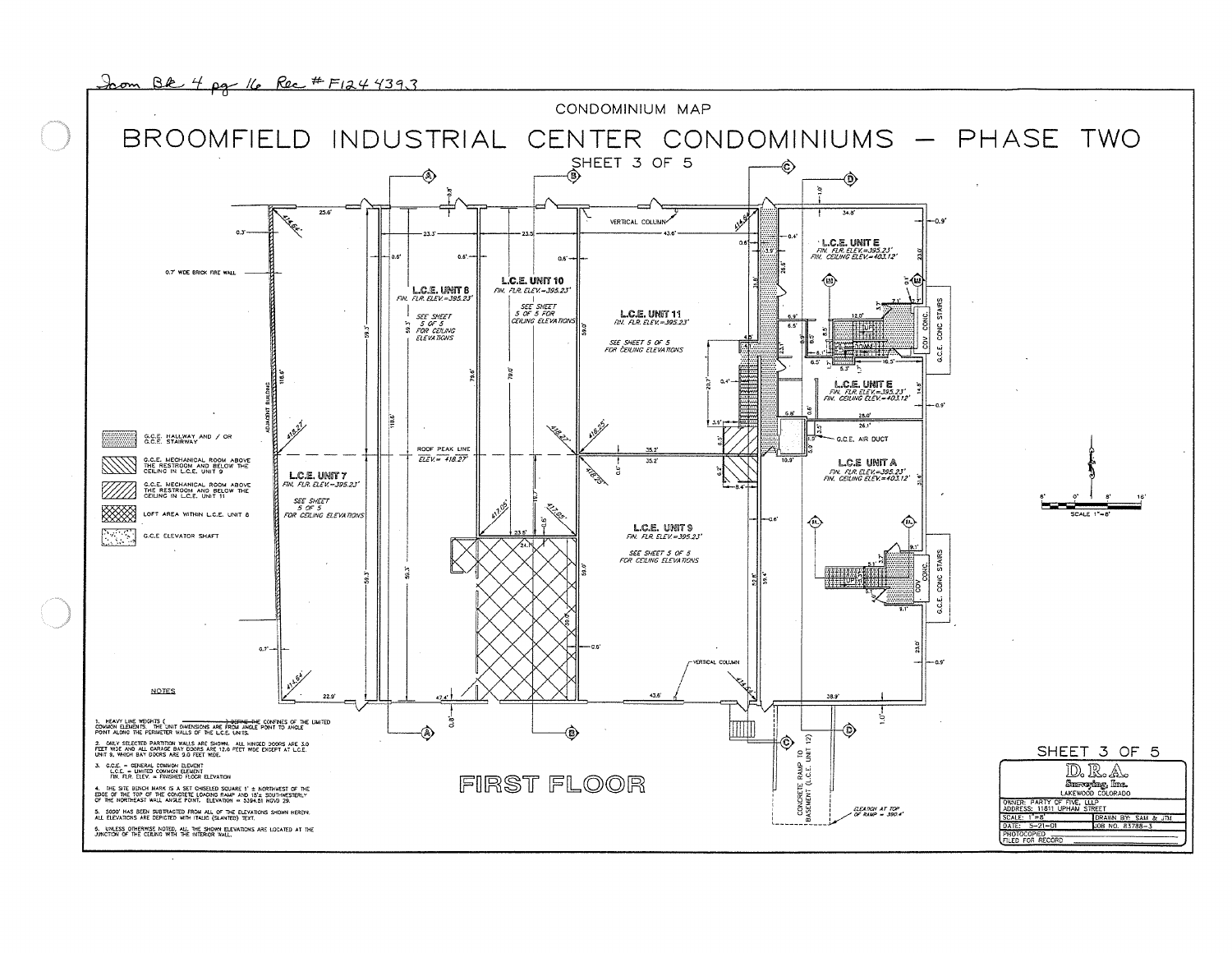Recp Bk 4 pg 16 Rec # F1244393

CONDOMINIUM MAP

# BROOMFIELD INDUSTRIAL CENTER CONDOMINIUMS – PHASE TWO

SHEET 3 OF 5

## FIRST FLOOR

L.C.E. UNIT 7
FIN. FLR. ELEV.=395.23'
SEE SHEET 5 OF 5 FOR CEILING ELEVATIONS

L.C.E. UNIT 8
FIN. FLR. ELEV.=395.23'
SEE SHEET 5 OF 5 FOR CEILING ELEVATIONS

L.C.E. UNIT 10
FIN. FLR. ELEV.=395.23'
SEE SHEET 5 OF 5 FOR CEILING ELEVATIONS

L.C.E. UNIT 11
FIN. FLR. ELEV.=395.23'
SEE SHEET 5 OF 5 FOR CEILING ELEVATIONS

L.C.E. UNIT 9
FIN. FLR. ELEV.=395.23'
SEE SHEET 5 OF 5 FOR CEILING ELEVATIONS

L.C.E. UNIT E
FIN. FLR. ELEV.=395.23'
FIN. CEILING ELEV.=403.12'

L.C.E. UNIT E
FIN. FLR. ELEV.=395.23'
FIN. CEILING ELEV.=403.12'

L.C.E UNIT A
FIN. FLR. ELEV.=395.23'
FIN. CEILING ELEV.=403.12'

ROOF PEAK LINE
ELEV.= 418.27'

0.7' WIDE BRICK FIRE WALL
ADJACENT BUILDING
VERTICAL COLUMN
G.C.E. AIR DUCT
COV. CONC.
G.C.E. CONC STAIRS
CONCRETE RAMP TO BASEMENT (L.C.E. UNIT 12)
ELEVATION AT TOP OF RAMP = 390.4'

SCALE 1"=8'

**LEGEND**

- G.C.E. HALLWAY AND / OR G.C.E. STAIRWAY
- G.C.E. MECHANICAL ROOM ABOVE THE RESTROOM AND BELOW THE CEILING IN L.C.E. UNIT 9
- G.C.E. MECHANICAL ROOM ABOVE THE RESTROOM AND BELOW THE CEILING IN L.C.E. UNIT 11
- LOFT AREA WITHIN L.C.E. UNIT 8
- G.C.E ELEVATOR SHAFT

**NOTES**

1. HEAVY LINE WEIGHTS ( ———— ) DEFINE THE CONFINES OF THE LIMITED COMMON ELEMENTS. THE UNIT DIMENSIONS ARE FROM ANGLE POINT TO ANGLE POINT ALONG THE PERIMETER WALLS OF THE L.C.E. UNITS.
2. ONLY SELECTED PARTITION WALLS ARE SHOWN. ALL HINGED DOORS ARE 3.0 FEET WIDE AND ALL GARAGE BAY DOORS ARE 12.0 FEET WIDE EXCEPT AT L.C.E. UNIT 9, WHICH BAY DOORS ARE 9.0 FEET WIDE.
3. G.C.E. = GENERAL COMMON ELEMENT
   L.C.E. = LIMITED COMMON ELEMENT
   FIN. FLR. ELEV. = FINISHED FLOOR ELEVATION
4. THE SITE BENCH MARK IS A SET CHISELED SQUARE 1' ± NORTHWEST OF THE EDGE OF THE TOP OF THE CONCRETE LOADING RAMP AND 15'± SOUTHWESTERLY OF THE NORTHEAST WALL ANGLE POINT. ELEVATION = 5394.51 NGVD 29.
5. 5000' HAS BEEN SUBTRACTED FROM ALL OF THE ELEVATIONS SHOWN HEREIN. ALL ELEVATIONS ARE DEPICTED WITH ITALIC (SLANTED) TEXT.
6. UNLESS OTHERWISE NOTED, ALL THE SHOWN ELEVATIONS ARE LOCATED AT THE JUNCTION OF THE CEILING WITH THE INTERIOR WALL.

D.R.A. Surveying, Inc.
LAKEWOOD COLORADO

| | |
|---|---|
| OWNER: PARTY OF FIVE, LLLP | |
| ADDRESS: 11811 UPHAM STREET | |
| SCALE: 1"=8' | DRAWN BY: SAM & JTM |
| DATE: 5-21-01 | JOB NO. 83788-3 |
| PHOTOCOPIED | |
| FILED FOR RECORD | |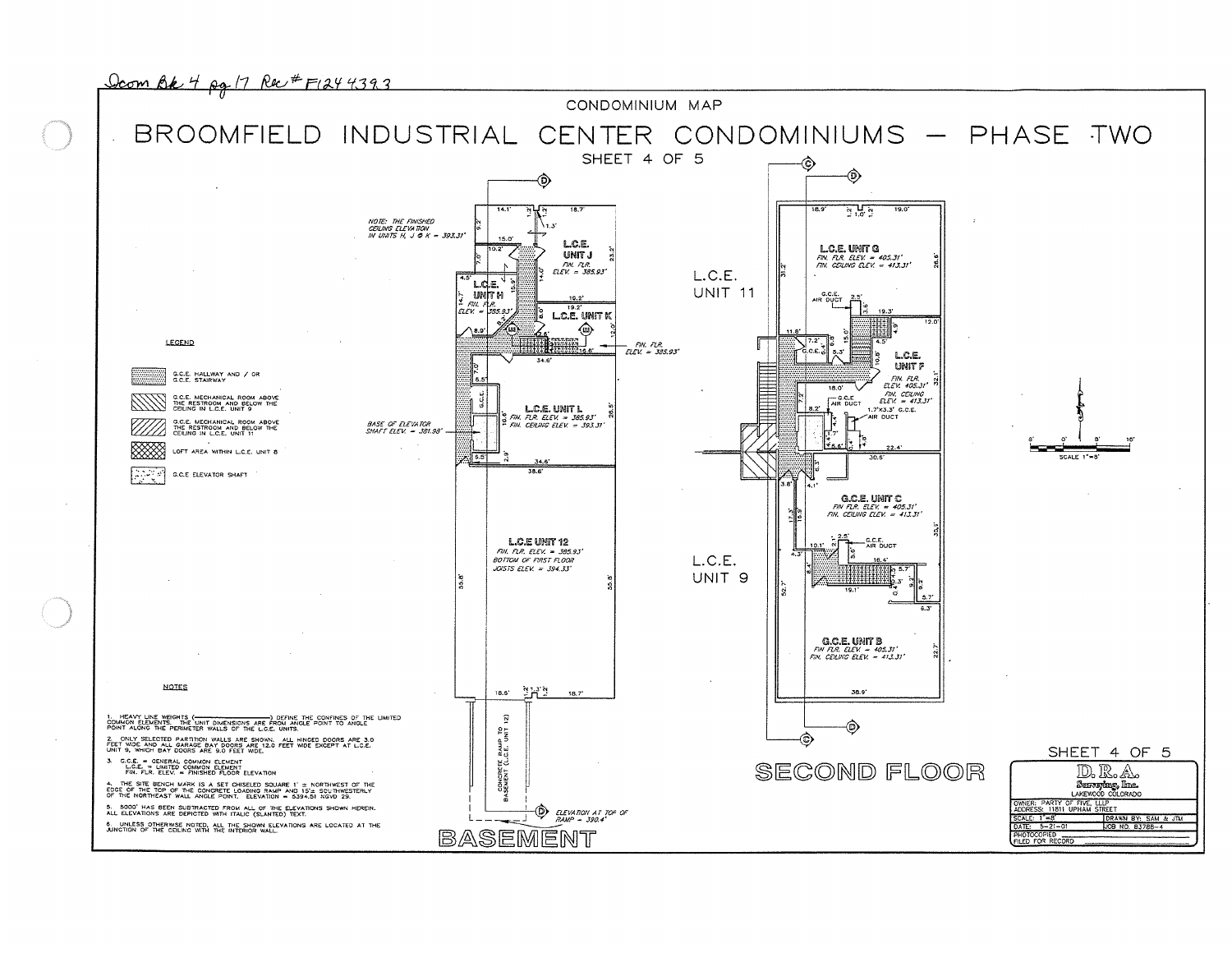Dcom Bk 4 pg 17 Rec # F1244393

CONDOMINIUM MAP

# BROOMFIELD INDUSTRIAL CENTER CONDOMINIUMS — PHASE TWO

SHEET 4 OF 5

NOTE: THE FINISHED CEILING ELEVATION IN UNITS H, J & K = 393.31'

L.C.E. UNIT J
FIN. FLR. ELEV. = 385.93'

L.C.E. UNIT H
FIN. FLR. ELEV. = 385.93'

L.C.E. UNIT K

FIN. FLR. ELEV. = 385.93'

L.C.E. UNIT L
FIN. FLR. ELEV. = 385.93'
FIN. CEILING ELEV. = 393.31'

BASE OF ELEVATOR SHAFT ELEV. = 381.98'

L.C.E UNIT 12
FIN. FLR. ELEV. = 385.93'
BOTTOM OF FIRST FLOOR JOISTS ELEV. = 394.33'

CONCRETE RAMP TO BASEMENT (L.C.E. UNIT 12)

ELEVATION AT TOP OF RAMP = 390.4'

## BASEMENT

L.C.E. UNIT 11

L.C.E. UNIT G
FIN. FLR. ELEV. = 405.31'
FIN. CEILING ELEV. = 413.31'

G.C.E. AIR DUCT

L.C.E. UNIT F
FIN. FLR. ELEV. 405.31'
FIN. CEILING ELEV. = 413.31'

G.C.E. AIR DUCT

1.7'x3.3' G.C.E. AIR DUCT

G.C.E. UNIT C
FIN FLR. ELEV. = 405.31'
FIN. CEILING ELEV. = 413.31'

G.C.E. AIR DUCT

L.C.E. UNIT 9

G.C.E. UNIT B
FIN FLR. ELEV. = 405.31'
FIN. CEILING ELEV. = 413.31'

## SECOND FLOOR

SCALE 1"=8'

### LEGEND

- G.C.E. HALLWAY AND / OR G.C.E. STAIRWAY
- G.C.E. MECHANICAL ROOM ABOVE THE RESTROOM AND BELOW THE CEILING IN L.C.E. UNIT 9
- G.C.E. MECHANICAL ROOM ABOVE THE RESTROOM AND BELOW THE CEILING IN L.C.E. UNIT 11
- LOFT AREA WITHIN L.C.E. UNIT 8
- G.C.E ELEVATOR SHAFT

### NOTES

1. HEAVY LINE WEIGHTS (————) DEFINE THE CONFINES OF THE LIMITED COMMON ELEMENTS. THE UNIT DIMENSIONS ARE FROM ANGLE POINT TO ANGLE POINT ALONG THE PERIMETER WALLS OF THE L.C.E. UNITS.
2. ONLY SELECTED PARTITION WALLS ARE SHOWN. ALL HINGED DOORS ARE 3.0 FEET WIDE AND ALL GARAGE BAY DOORS ARE 12.0 FEET WIDE EXCEPT AT L.C.E. UNIT 9, WHICH BAY DOORS ARE 9.0 FEET WIDE.
3. G.C.E. = GENERAL COMMON ELEMENT
   L.C.E. = LIMITED COMMON ELEMENT
   FIN. FLR. ELEV. = FINISHED FLOOR ELEVATION
4. THE SITE BENCH MARK IS A SET CHISELED SQUARE 1' ± NORTHWEST OF THE EDGE OF THE TOP OF THE CONCRETE LOADING RAMP AND 15'± SOUTHWESTERLY OF THE NORTHEAST WALL ANGLE POINT. ELEVATION = 5394.51 NGVD 29.
5. 5000' HAS BEEN SUBTRACTED FROM ALL OF THE ELEVATIONS SHOWN HEREIN. ALL ELEVATIONS ARE DEPICTED WITH ITALIC (SLANTED) TEXT.
6. UNLESS OTHERWISE NOTED, ALL THE SHOWN ELEVATIONS ARE LOCATED AT THE JUNCTION OF THE CEILING WITH THE INTERIOR WALL.

D.R.A. Surveying, Inc.
LAKEWOOD COLORADO

| | |
|---|---|
| OWNER: PARTY OF FIVE, LLLP | |
| ADDRESS: 11811 UPHAM STREET | |
| SCALE: 1"=8' | DRAWN BY: SAM & JTM |
| DATE: 5-21-01 | JOB NO. 83788-4 |
| PHOTOCOPIED | |
| FILED FOR RECORD | |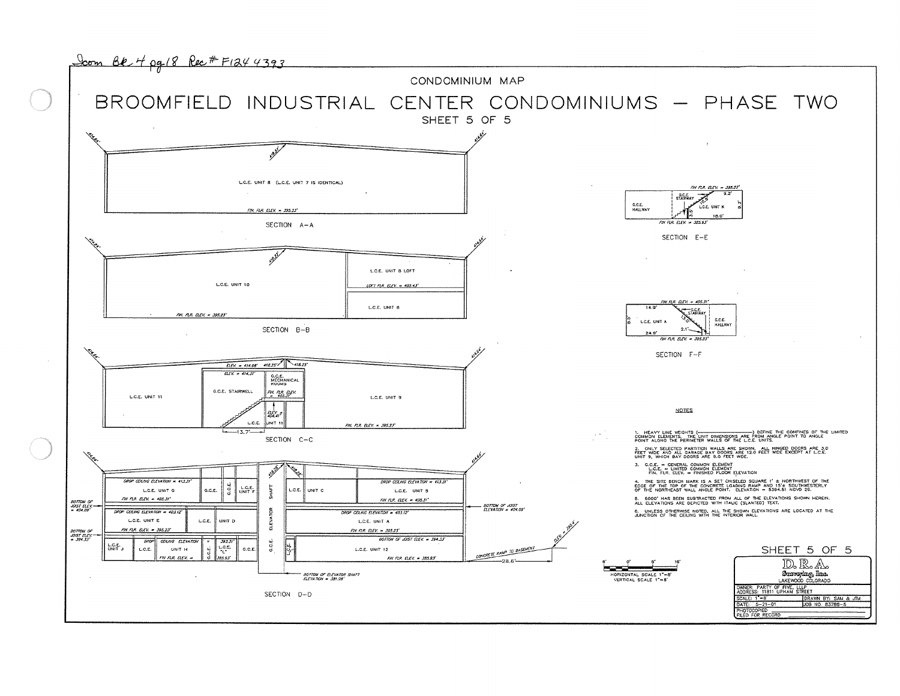Icom Bk 4 pg 18 Rec # F1244393

CONDOMINIUM MAP

# BROOMFIELD INDUSTRIAL CENTER CONDOMINIUMS – PHASE TWO

SHEET 5 OF 5

414.64'
418.37'
414.64'

L.C.E. UNIT 8 (L.C.E. UNIT 7 IS IDENTICAL)

FIN. FLR. ELEV. = 395.23'

SECTION A–A

414.64'
418.37'
414.64'

L.C.E. UNIT 10

L.C.E. UNIT 8 LOFT

LOFT FLR. ELEV. = 405.43'

L.C.E. UNIT 8

FIN. FLR. ELEV. = 395.23'

SECTION B–B

414.64'
ELEV. = 414.08'
418.25'
418.25'
ELEV. = 414.31'
414.64'

G.C.E. MECHANICAL ROOMS

G.C.E. STAIRWELL

FIN. FLR. ELEV. = 405.31'

L.C.E. UNIT 11

L.C.E. UNIT 9

ELEV. = 404.41'

L.C.E. UNIT 11

FIN. FLR. ELEV. = 395.23'

13.7'

SECTION C–C

414.64'
418.25'
418.25'
414.64'

DROP CEILING ELEVATION = 413.31'

L.C.E. UNIT G
G.C.E.
G.C.E.
L.C.E. UNIT F
L.C.E.
UNIT C

DROP CEILING ELEVATION = 413.31'

L.C.E. UNIT B

FIN. FLR. ELEV. = 405.31'

FIN. FLR. ELEV. = 405.31'

BOTTOM OF JOIST ELEV. = 404.09'

BOTTOM OF JOIST ELEVATION = 404.09'

DROP CEILING ELEVATION = 403.12'

L.C.E. UNIT E
L.C.E.
UNIT D

DROP CEILING ELEVATION = 403.12'

L.C.E. UNIT A

FIN. FLR. ELEV. = 395.23'

FIN. FLR. ELEV. = 395.23'

BOTTOM OF JOIST ELEV. = 394.33'

G.C.E. ELEVATOR SHAFT

L.C.E. UNIT J
L.C.E.
DROP CEILING ELEVATION = 393.31'
UNIT H
L.C.E. "L"
G.C.E.
G.C.E.
FIN. FLR. ELEV. = 385.93'

L.C.E.

BOTTOM OF JOIST ELEV. = 394.33'

L.C.E. UNIT 12

FIN. FLR. ELEV. = 385.93'

CONCRETE RAMP TO BASEMENT

ELEV. = 390.4'

28.6'

BOTTOM OF ELEVATOR SHAFT ELEVATION = 381.98'

SECTION D–D

FIN. FLR. ELEV. = 395.23'

G.C.E. STAIRWAY
G.C.E. HALLWAY
L.C.E. UNIT K
10.5'
9.2'
9.3'
3.5'
18.0'

FIN. FLR. ELEV. = 385.93'

SECTION E–E

FIN. FLR. ELEV. = 405.31'

14.9'
G.C.E. STAIRWAY
L.C.E. UNIT A
13.0'
G.C.E. HALLWAY
2.1'
24.9'
9.5'

FIN. FLR. ELEV. = 395.23'

SECTION F–F

## NOTES

1. HEAVY LINE WEIGHTS (————————) DEFINE THE CONFINES OF THE LIMITED COMMON ELEMENTS. THE UNIT DIMENSIONS ARE FROM ANGLE POINT TO ANGLE POINT ALONG THE PERIMETER WALLS OF THE L.C.E. UNITS.

2. ONLY SELECTED PARTITION WALLS ARE SHOWN. ALL HINGED DOORS ARE 3.0 FEET WIDE AND ALL GARAGE BAY DOORS ARE 12.0 FEET WIDE EXCEPT AT L.C.E. UNIT 9, WHICH BAY DOORS ARE 9.0 FEET WIDE.

3. G.C.E. = GENERAL COMMON ELEMENT
L.C.E. = LIMITED COMMON ELEMENT
FIN. FLR. ELEV. = FINISHED FLOOR ELEVATION

4. THE SITE BENCH MARK IS A SET CHISELED SQUARE 1' ± NORTHWEST OF THE EDGE OF THE TOP OF THE CONCRETE LOADING RAMP AND 15'± SOUTHWESTERLY OF THE NORTHEAST WALL ANGLE POINT. ELEVATION = 5394.51 NGVD 29.

5. 5000' HAS BEEN SUBTRACTED FROM ALL OF THE ELEVATIONS SHOWN HEREIN. ALL ELEVATIONS ARE DEPICTED WITH ITALIC (SLANTED) TEXT.

6. UNLESS OTHERWISE NOTED, ALL THE SHOWN ELEVATIONS ARE LOCATED AT THE JUNCTION OF THE CEILING WITH THE INTERIOR WALL.

8' 0' 8' 16'
HORIZONTAL SCALE 1"=8'
VERTICAL SCALE 1"=8'

SHEET 5 OF 5

D.R.A.
Surveying, Inc.
LAKEWOOD COLORADO

| | |
|---|---|
| OWNER: PARTY OF FIVE, LLLP | |
| ADDRESS: 11811 UPHAM STREET | |
| SCALE: 1"=8' | DRAWN BY: SAM & JTM |
| DATE: 5-21-01 | JOB NO. 83788-5 |
| PHOTOCOPIED | |
| FILED FOR RECORD | |